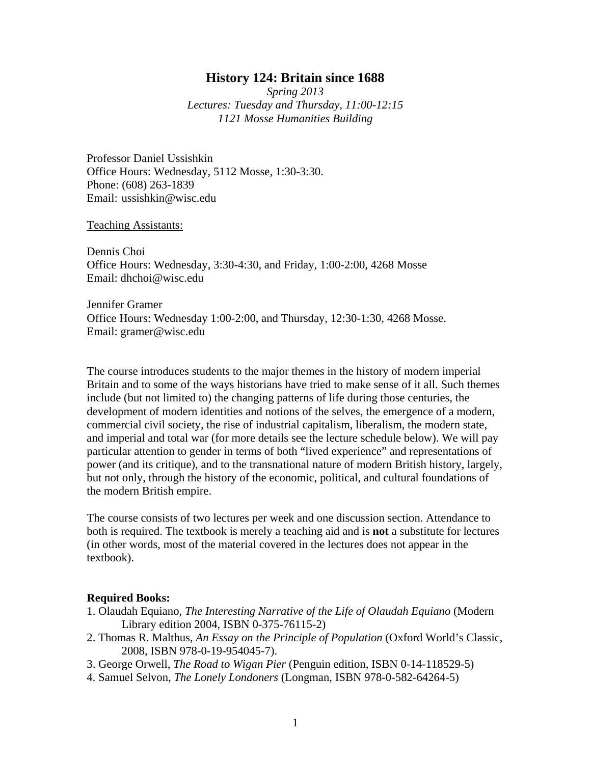# History 124: Britain since 1688

*Spring 2013*
*Lectures: Tuesday and Thursday, 11:00-12:15*
*1121 Mosse Humanities Building*

Professor Daniel Ussishkin
Office Hours: Wednesday, 5112 Mosse, 1:30-3:30.
Phone: (608) 263-1839
Email: ussishkin@wisc.edu

Teaching Assistants:

Dennis Choi
Office Hours: Wednesday, 3:30-4:30, and Friday, 1:00-2:00, 4268 Mosse
Email: dhchoi@wisc.edu

Jennifer Gramer
Office Hours: Wednesday 1:00-2:00, and Thursday, 12:30-1:30, 4268 Mosse.
Email: gramer@wisc.edu

The course introduces students to the major themes in the history of modern imperial Britain and to some of the ways historians have tried to make sense of it all. Such themes include (but not limited to) the changing patterns of life during those centuries, the development of modern identities and notions of the selves, the emergence of a modern, commercial civil society, the rise of industrial capitalism, liberalism, the modern state, and imperial and total war (for more details see the lecture schedule below). We will pay particular attention to gender in terms of both "lived experience" and representations of power (and its critique), and to the transnational nature of modern British history, largely, but not only, through the history of the economic, political, and cultural foundations of the modern British empire.

The course consists of two lectures per week and one discussion section. Attendance to both is required. The textbook is merely a teaching aid and is **not** a substitute for lectures (in other words, most of the material covered in the lectures does not appear in the textbook).

**Required Books:**

1. Olaudah Equiano, *The Interesting Narrative of the Life of Olaudah Equiano* (Modern Library edition 2004, ISBN 0-375-76115-2)
2. Thomas R. Malthus, *An Essay on the Principle of Population* (Oxford World's Classic, 2008, ISBN 978-0-19-954045-7).
3. George Orwell, *The Road to Wigan Pier* (Penguin edition, ISBN 0-14-118529-5)
4. Samuel Selvon, *The Lonely Londoners* (Longman, ISBN 978-0-582-64264-5)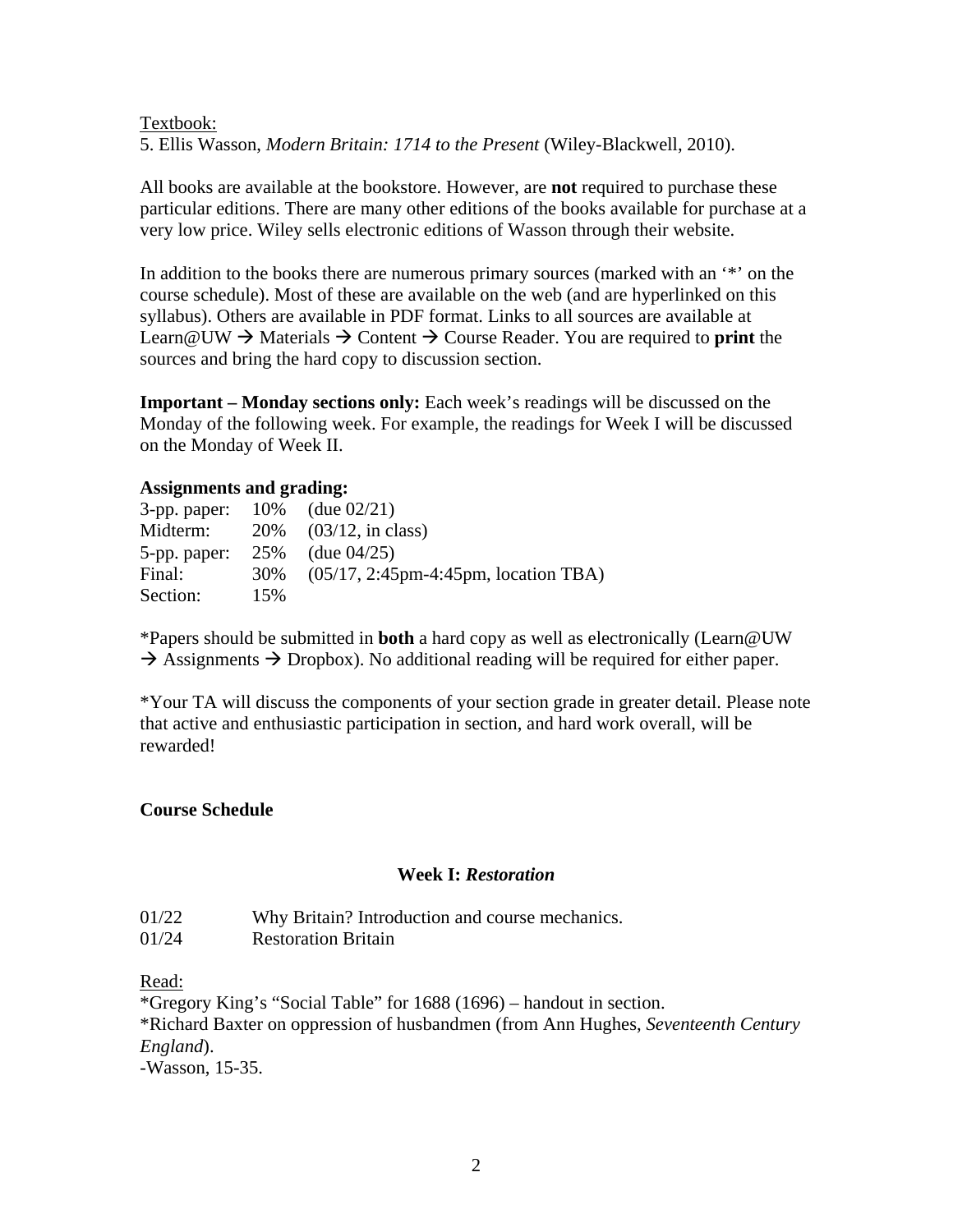Textbook:
5. Ellis Wasson, *Modern Britain: 1714 to the Present* (Wiley-Blackwell, 2010).

All books are available at the bookstore. However, are **not** required to purchase these particular editions. There are many other editions of the books available for purchase at a very low price. Wiley sells electronic editions of Wasson through their website.

In addition to the books there are numerous primary sources (marked with an '*' on the course schedule). Most of these are available on the web (and are hyperlinked on this syllabus). Others are available in PDF format. Links to all sources are available at Learn@UW → Materials → Content → Course Reader. You are required to **print** the sources and bring the hard copy to discussion section.

**Important – Monday sections only:** Each week's readings will be discussed on the Monday of the following week. For example, the readings for Week I will be discussed on the Monday of Week II.

**Assignments and grading:**

| | | |
|---|---|---|
| 3-pp. paper: | 10% | (due 02/21) |
| Midterm: | 20% | (03/12, in class) |
| 5-pp. paper: | 25% | (due 04/25) |
| Final: | 30% | (05/17, 2:45pm-4:45pm, location TBA) |
| Section: | 15% | |

*Papers should be submitted in **both** a hard copy as well as electronically (Learn@UW → Assignments → Dropbox). No additional reading will be required for either paper.

*Your TA will discuss the components of your section grade in greater detail. Please note that active and enthusiastic participation in section, and hard work overall, will be rewarded!

## Course Schedule

### Week I: *Restoration*

01/22 Why Britain? Introduction and course mechanics.
01/24 Restoration Britain

Read:
*Gregory King's "Social Table" for 1688 (1696) – handout in section.
*Richard Baxter on oppression of husbandmen (from Ann Hughes, *Seventeenth Century England*).
-Wasson, 15-35.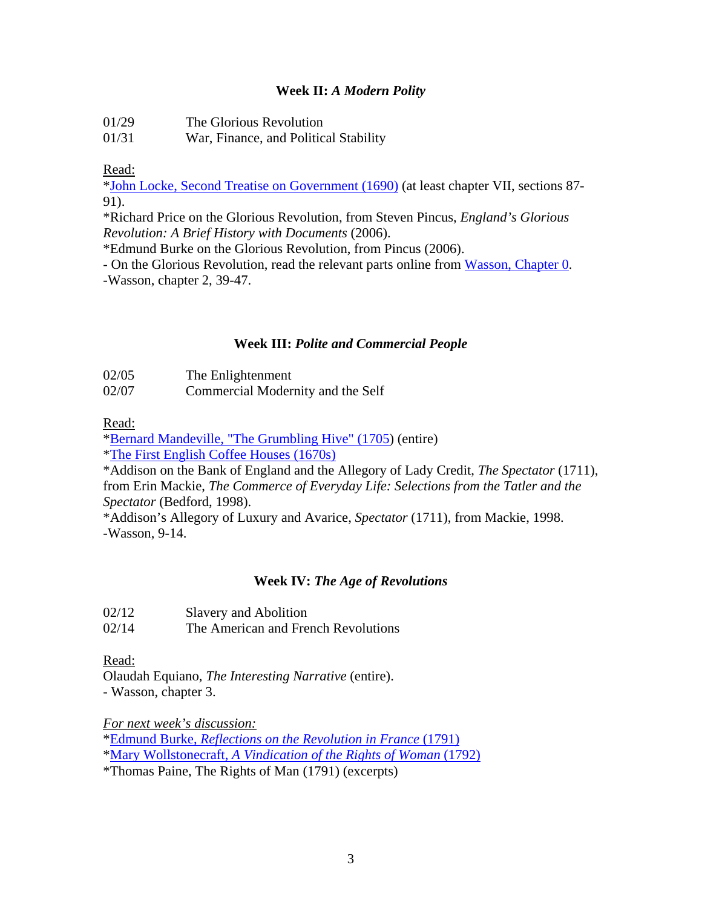### Week II: *A Modern Polity*

01/29 The Glorious Revolution
01/31 War, Finance, and Political Stability

<u>Read:</u>
*John Locke, Second Treatise on Government (1690) (at least chapter VII, sections 87-91).
*Richard Price on the Glorious Revolution, from Steven Pincus, *England's Glorious Revolution: A Brief History with Documents* (2006).
*Edmund Burke on the Glorious Revolution, from Pincus (2006).
- On the Glorious Revolution, read the relevant parts online from Wasson, Chapter 0.
-Wasson, chapter 2, 39-47.

### Week III: *Polite and Commercial People*

02/05 The Enlightenment
02/07 Commercial Modernity and the Self

<u>Read:</u>
*Bernard Mandeville, "The Grumbling Hive" (1705) (entire)
*The First English Coffee Houses (1670s)
*Addison on the Bank of England and the Allegory of Lady Credit, *The Spectator* (1711), from Erin Mackie, *The Commerce of Everyday Life: Selections from the Tatler and the Spectator* (Bedford, 1998).
*Addison's Allegory of Luxury and Avarice, *Spectator* (1711), from Mackie, 1998.
-Wasson, 9-14.

### Week IV: *The Age of Revolutions*

02/12 Slavery and Abolition
02/14 The American and French Revolutions

<u>Read:</u>
Olaudah Equiano, *The Interesting Narrative* (entire).
- Wasson, chapter 3.

<u>*For next week's discussion:*</u>
*Edmund Burke, *Reflections on the Revolution in France* (1791)
*Mary Wollstonecraft, *A Vindication of the Rights of Woman* (1792)
*Thomas Paine, The Rights of Man (1791) (excerpts)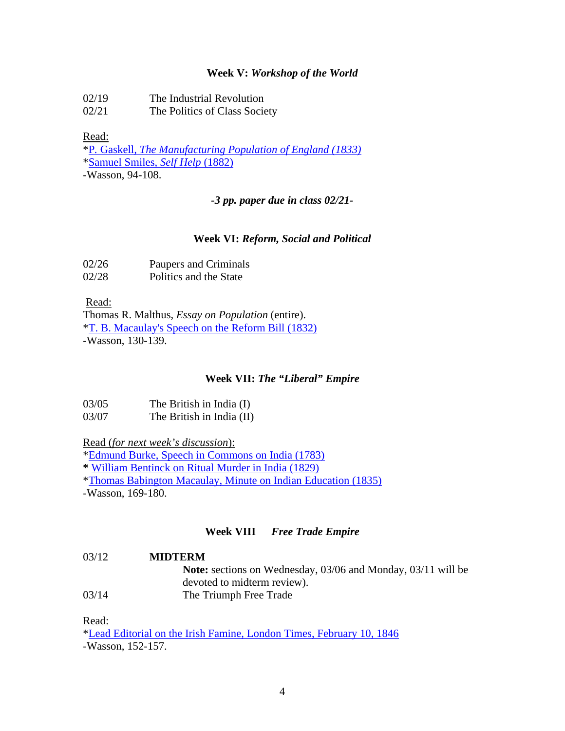### **Week V:** *Workshop of the World*

02/19 The Industrial Revolution
02/21 The Politics of Class Society

Read:
*P. Gaskell, *The Manufacturing Population of England (1833)*
*Samuel Smiles, *Self Help* (1882)
-Wasson, 94-108.

***-3 pp. paper due in class 02/21-***

### **Week VI:** *Reform, Social and Political*

02/26 Paupers and Criminals
02/28 Politics and the State

Read:
Thomas R. Malthus, *Essay on Population* (entire).
*T. B. Macaulay's Speech on the Reform Bill (1832)
-Wasson, 130-139.

### **Week VII:** *The "Liberal" Empire*

03/05 The British in India (I)
03/07 The British in India (II)

Read (*for next week's discussion*):
*Edmund Burke, Speech in Commons on India (1783)
**\*** William Bentinck on Ritual Murder in India (1829)
*Thomas Babington Macaulay, Minute on Indian Education (1835)
-Wasson, 169-180.

### **Week VIII** *Free Trade Empire*

03/12 **MIDTERM**
**Note:** sections on Wednesday, 03/06 and Monday, 03/11 will be devoted to midterm review).
03/14 The Triumph Free Trade

Read:
*Lead Editorial on the Irish Famine, London Times, February 10, 1846
-Wasson, 152-157.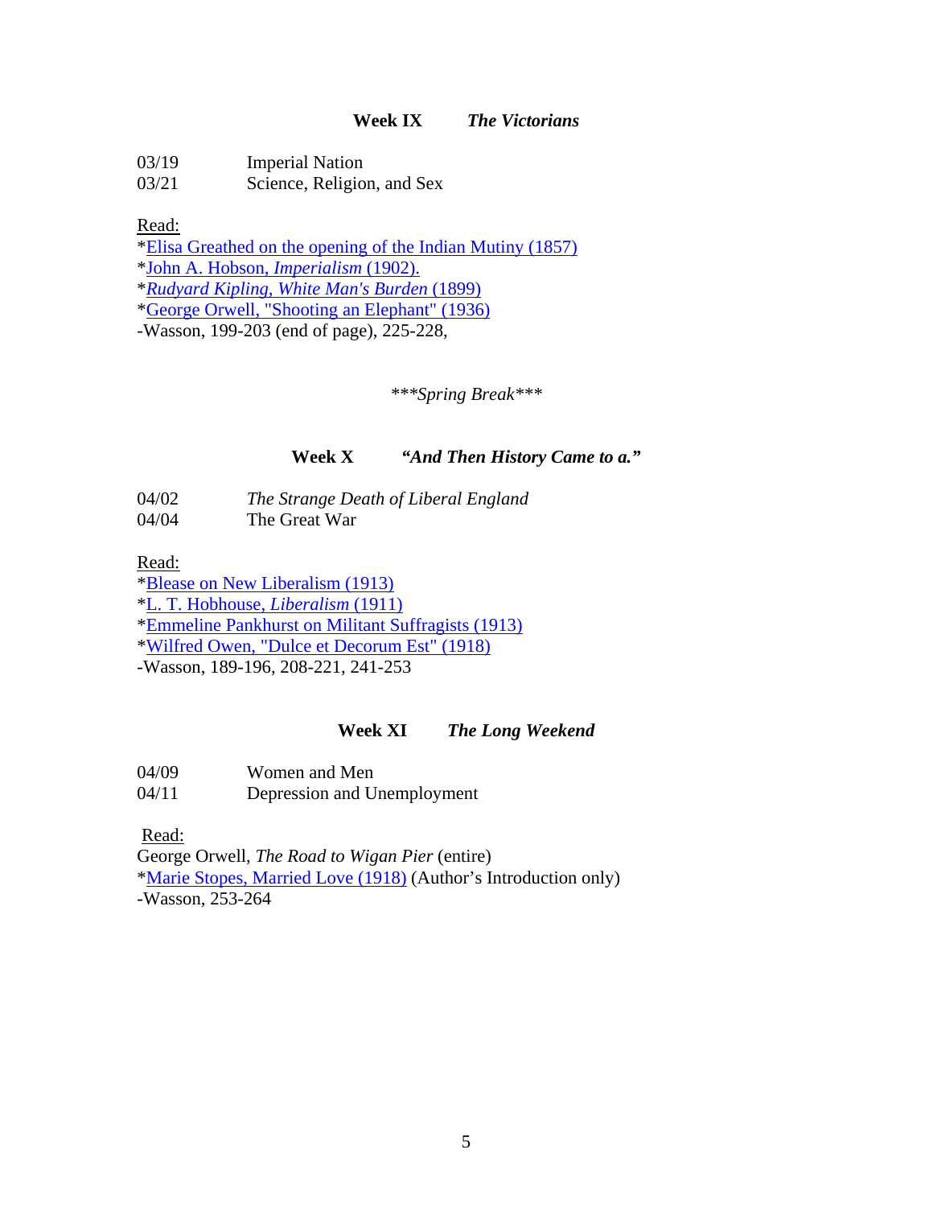## **Week IX** ***The Victorians***

03/19 Imperial Nation
03/21 Science, Religion, and Sex

<u>Read:</u>
*Elisa Greathed on the opening of the Indian Mutiny (1857)
*John A. Hobson, *Imperialism* (1902).
**Rudyard Kipling, White Man's Burden* (1899)
*George Orwell, "Shooting an Elephant" (1936)
-Wasson, 199-203 (end of page), 225-228,

****Spring Break****

## **Week X** ***"And Then History Came to a."***

04/02 *The Strange Death of Liberal England*
04/04 The Great War

<u>Read:</u>
*Blease on New Liberalism (1913)
*L. T. Hobhouse, *Liberalism* (1911)
*Emmeline Pankhurst on Militant Suffragists (1913)
*Wilfred Owen, "Dulce et Decorum Est" (1918)
-Wasson, 189-196, 208-221, 241-253

## **Week XI** ***The Long Weekend***

04/09 Women and Men
04/11 Depression and Unemployment

<u>Read:</u>
George Orwell, *The Road to Wigan Pier* (entire)
*Marie Stopes, Married Love (1918) (Author's Introduction only)
-Wasson, 253-264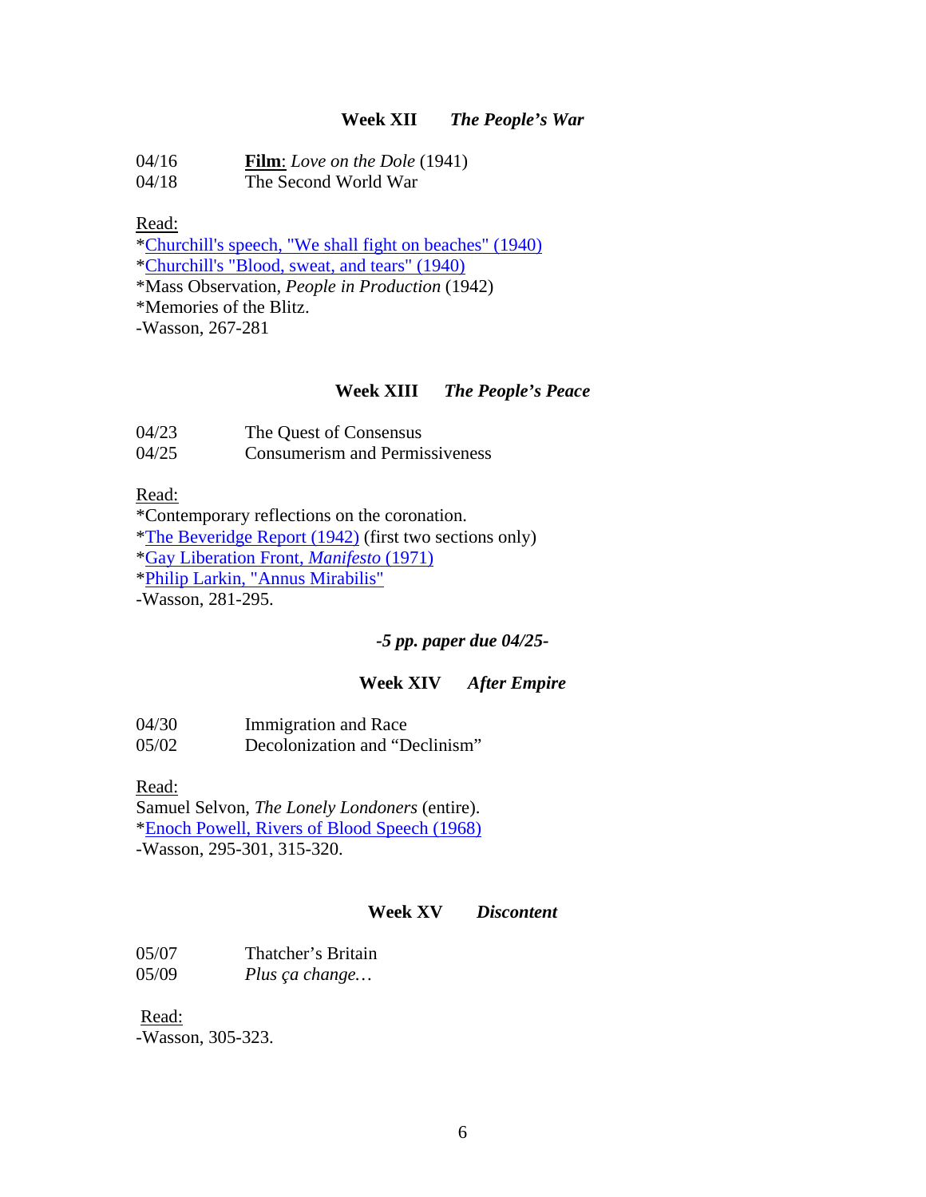### Week XII *The People's War*

04/16 **Film**: *Love on the Dole* (1941)
04/18 The Second World War

Read:
*Churchill's speech, "We shall fight on beaches" (1940)
*Churchill's "Blood, sweat, and tears" (1940)
*Mass Observation, *People in Production* (1942)
*Memories of the Blitz.
-Wasson, 267-281

### Week XIII *The People's Peace*

04/23 The Quest of Consensus
04/25 Consumerism and Permissiveness

Read:
*Contemporary reflections on the coronation.
*The Beveridge Report (1942) (first two sections only)
*Gay Liberation Front, *Manifesto* (1971)
*Philip Larkin, "Annus Mirabilis"
-Wasson, 281-295.

***-5 pp. paper due 04/25-***

### Week XIV *After Empire*

04/30 Immigration and Race
05/02 Decolonization and "Declinism"

Read:
Samuel Selvon, *The Lonely Londoners* (entire).
*Enoch Powell, Rivers of Blood Speech (1968)
-Wasson, 295-301, 315-320.

### Week XV *Discontent*

05/07 Thatcher's Britain
05/09 *Plus ça change…*

Read:
-Wasson, 305-323.